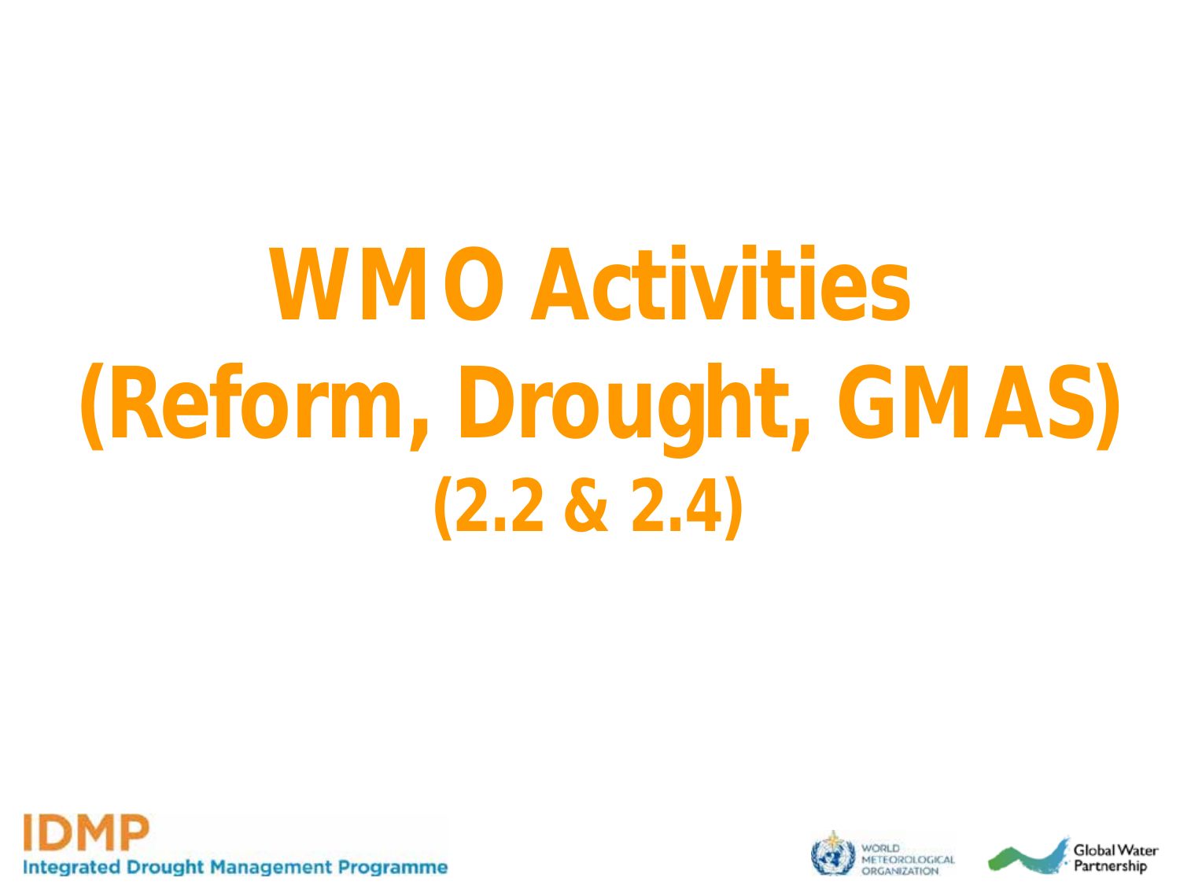# WMO Activities (Reform, Drought, GMAS) (2.2 & 2.4)

IDMP Integrated Drought Management Programme

WORLD METEOROLOGICAL ORGANIZATION

Global Water Partnership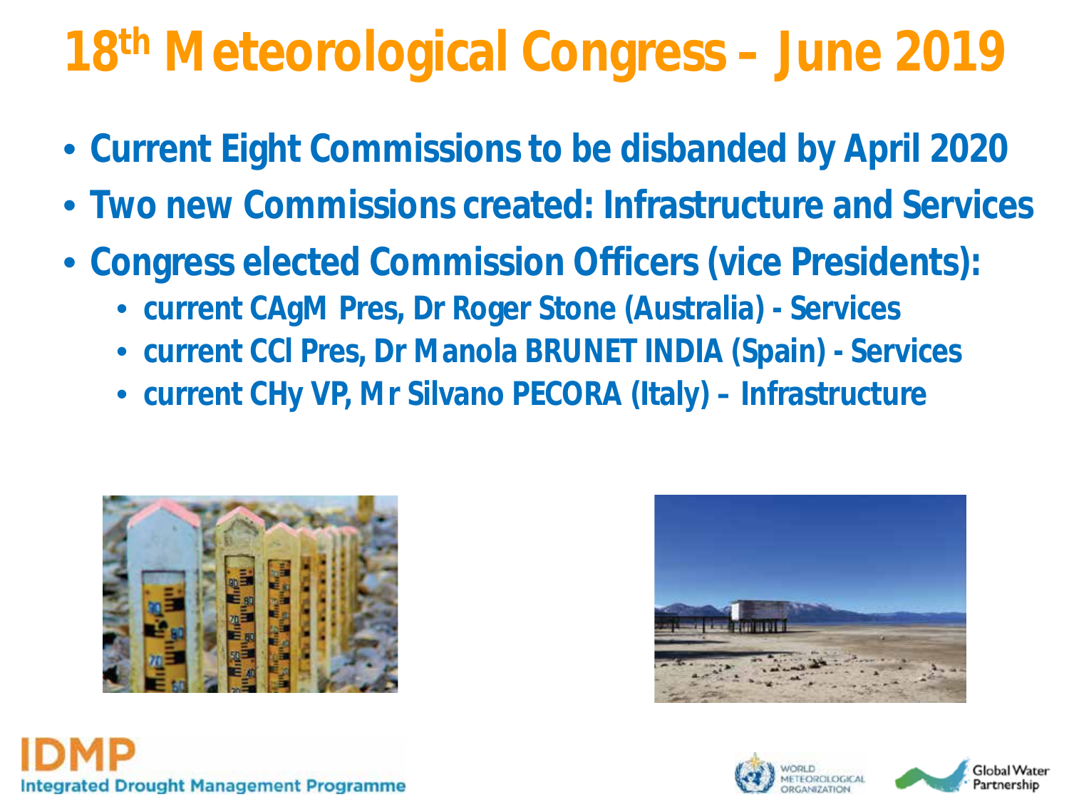# 18th Meteorological Congress – June 2019

- Current Eight Commissions to be disbanded by April 2020
- Two new Commissions created: Infrastructure and Services
- Congress elected Commission Officers (vice Presidents):
  - current CAgM Pres, Dr Roger Stone (Australia) - Services
  - current CCl Pres, Dr Manola BRUNET INDIA (Spain) - Services
  - current CHy VP, Mr Silvano PECORA (Italy) – Infrastructure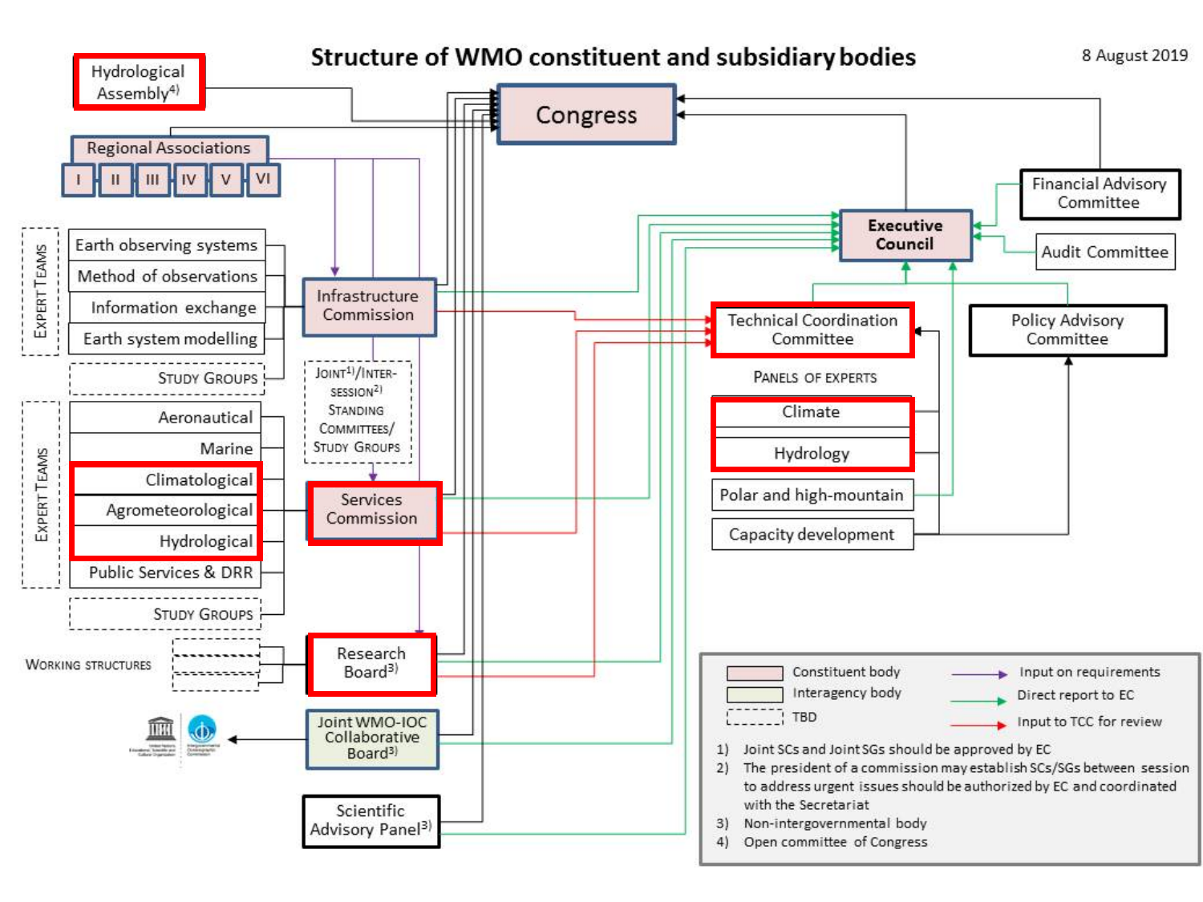# Structure of WMO constituent and subsidiary bodies

8 August 2019

Hydrological Assembly[4]

Congress

Regional Associations

I | II | III | IV | V | VI

Executive Council

Financial Advisory Committee

Audit Committee

EXPERT TEAMS

- Earth observing systems
- Method of observations
- Information exchange
- Earth system modelling
- STUDY GROUPS

Infrastructure Commission

JOINT[1]/INTER-SESSION[2] STANDING COMMITTEES/ STUDY GROUPS

Technical Coordination Committee

Policy Advisory Committee

PANELS OF EXPERTS

- Climate
- Hydrology
- Polar and high-mountain
- Capacity development

EXPERT TEAMS

- Aeronautical
- Marine
- Climatological
- Agrometeorological
- Hydrological
- Public Services & DRR
- STUDY GROUPS

Services Commission

WORKING STRUCTURES

Research Board[3]

Joint WMO-IOC Collaborative Board[3]

Scientific Advisory Panel[3]

Legend:

- Constituent body
- Interagency body
- TBD
- Input on requirements
- Direct report to EC
- Input to TCC for review

1) Joint SCs and Joint SGs should be approved by EC
2) The president of a commission may establish SCs/SGs between session to address urgent issues should be authorized by EC and coordinated with the Secretariat
3) Non-intergovernmental body
4) Open committee of Congress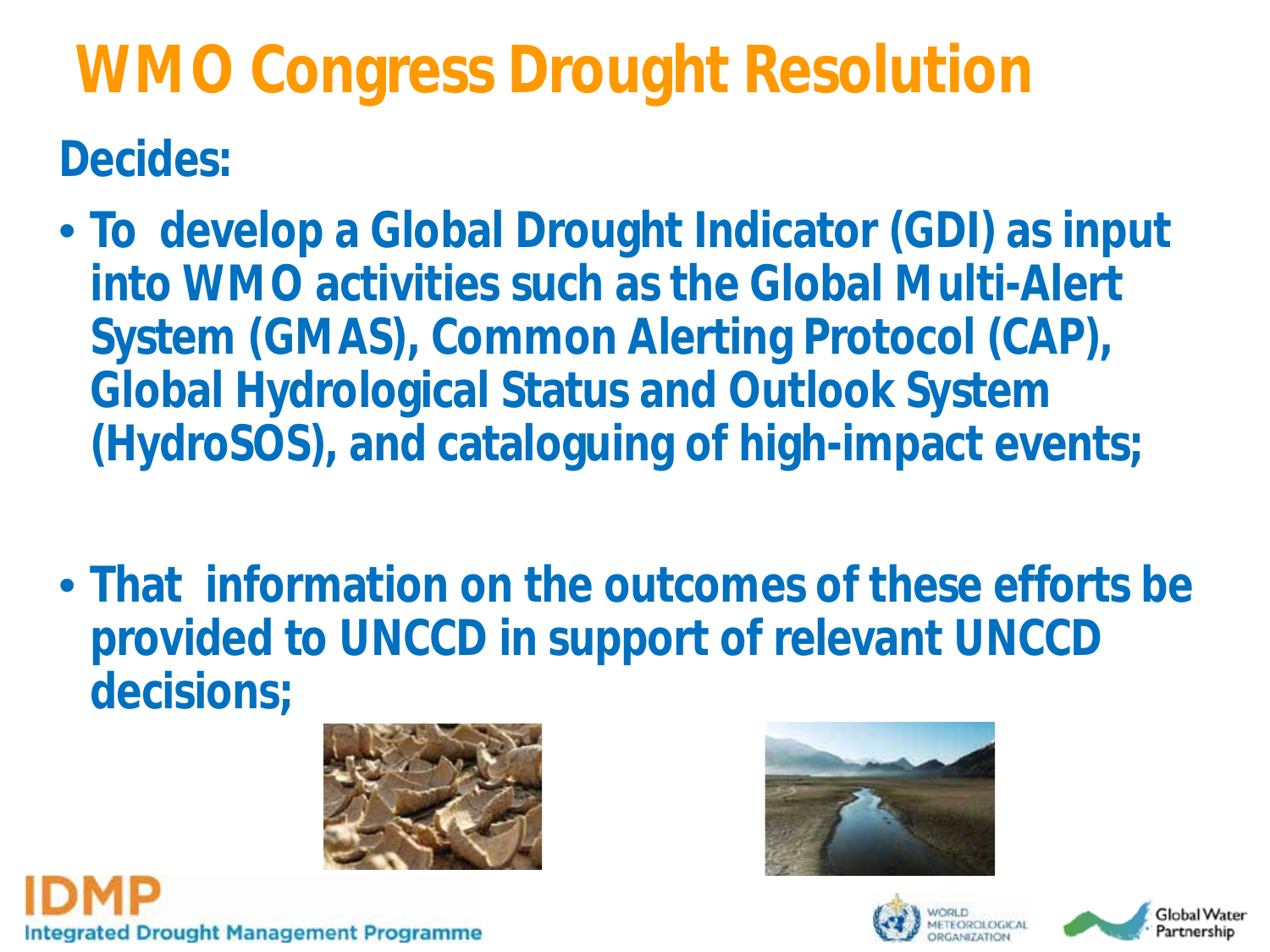# WMO Congress Drought Resolution

**Decides:**

- **To develop a Global Drought Indicator (GDI) as input into WMO activities such as the Global Multi-Alert System (GMAS), Common Alerting Protocol (CAP), Global Hydrological Status and Outlook System (HydroSOS), and cataloguing of high-impact events;**

- **That information on the outcomes of these efforts be provided to UNCCD in support of relevant UNCCD decisions;**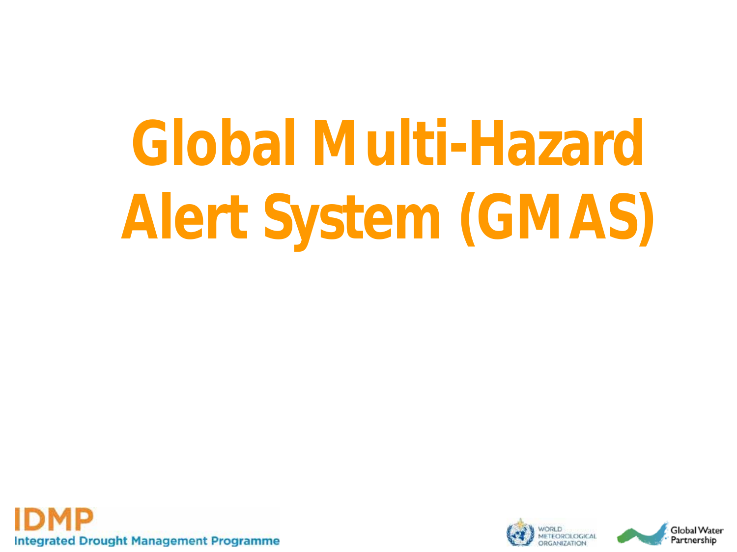# Global Multi-Hazard Alert System (GMAS)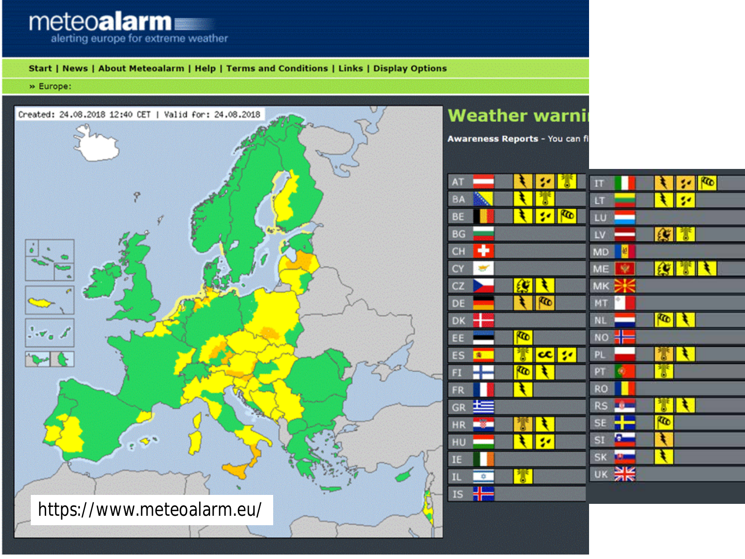# meteoalarm

alerting europe for extreme weather

Start | News | About Meteoalarm | Help | Terms and Conditions | Links | Display Options

» Europe:

Created: 24.08.2018 12:40 CET | Valid for: 24.08.2018

## Weather warni

**Awareness Reports** - You can fi

| | |
|---|---|
| AT | IT |
| BA | LT |
| BE | LU |
| BG | LV |
| CH | MD |
| CY | ME |
| CZ | MK |
| DE | MT |
| DK | NL |
| EE | NO |
| ES | PL |
| FI | PT |
| FR | RO |
| GR | RS |
| HR | SE |
| HU | SI |
| IE | SK |
| IL | UK |
| IS | |

https://www.meteoalarm.eu/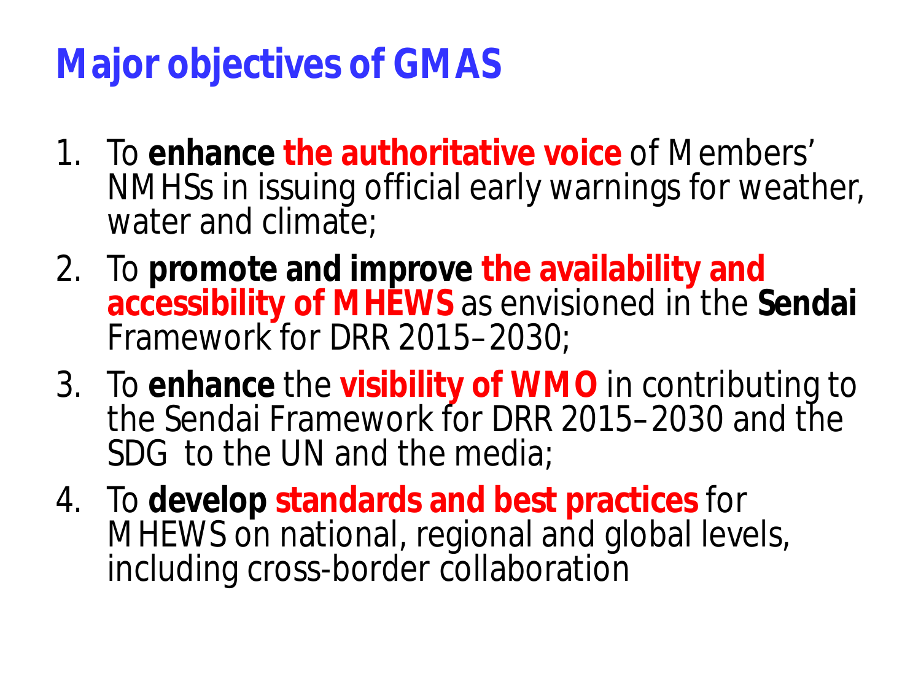# Major objectives of GMAS

1. To **enhance the authoritative voice** of Members' NMHSs in issuing official early warnings for weather, water and climate;
2. To **promote and improve the availability and accessibility of MHEWS** as envisioned in the **Sendai** Framework for DRR 2015–2030;
3. To **enhance** the **visibility of WMO** in contributing to the Sendai Framework for DRR 2015–2030 and the SDG to the UN and the media;
4. To **develop standards and best practices** for MHEWS on national, regional and global levels, including cross-border collaboration